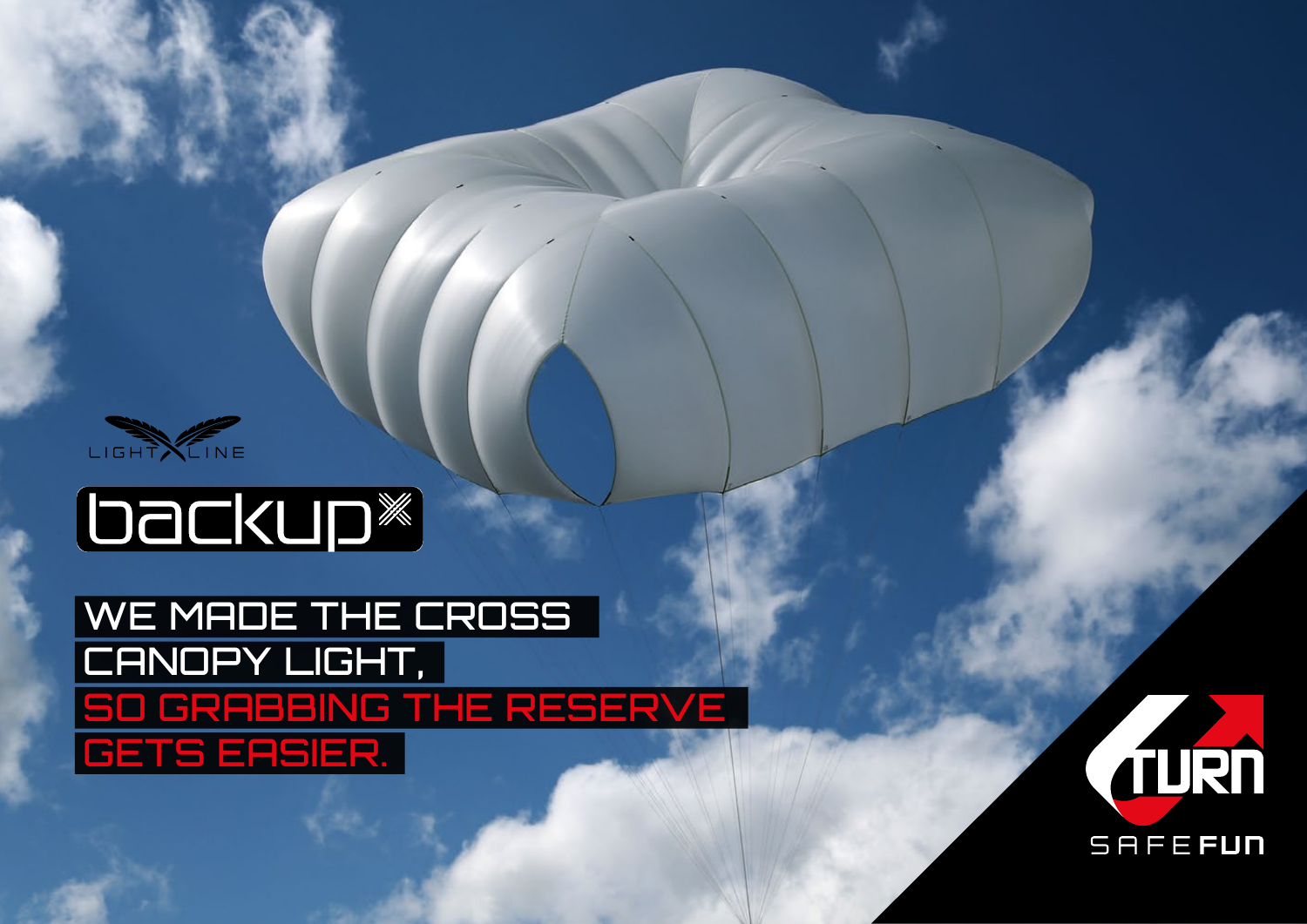LIGHT LINE

# backup

WE MADE THE CROSS CANOPY LIGHT,
SO GRABBING THE RESERVE GETS EASIER.

TURN

SAFE FUN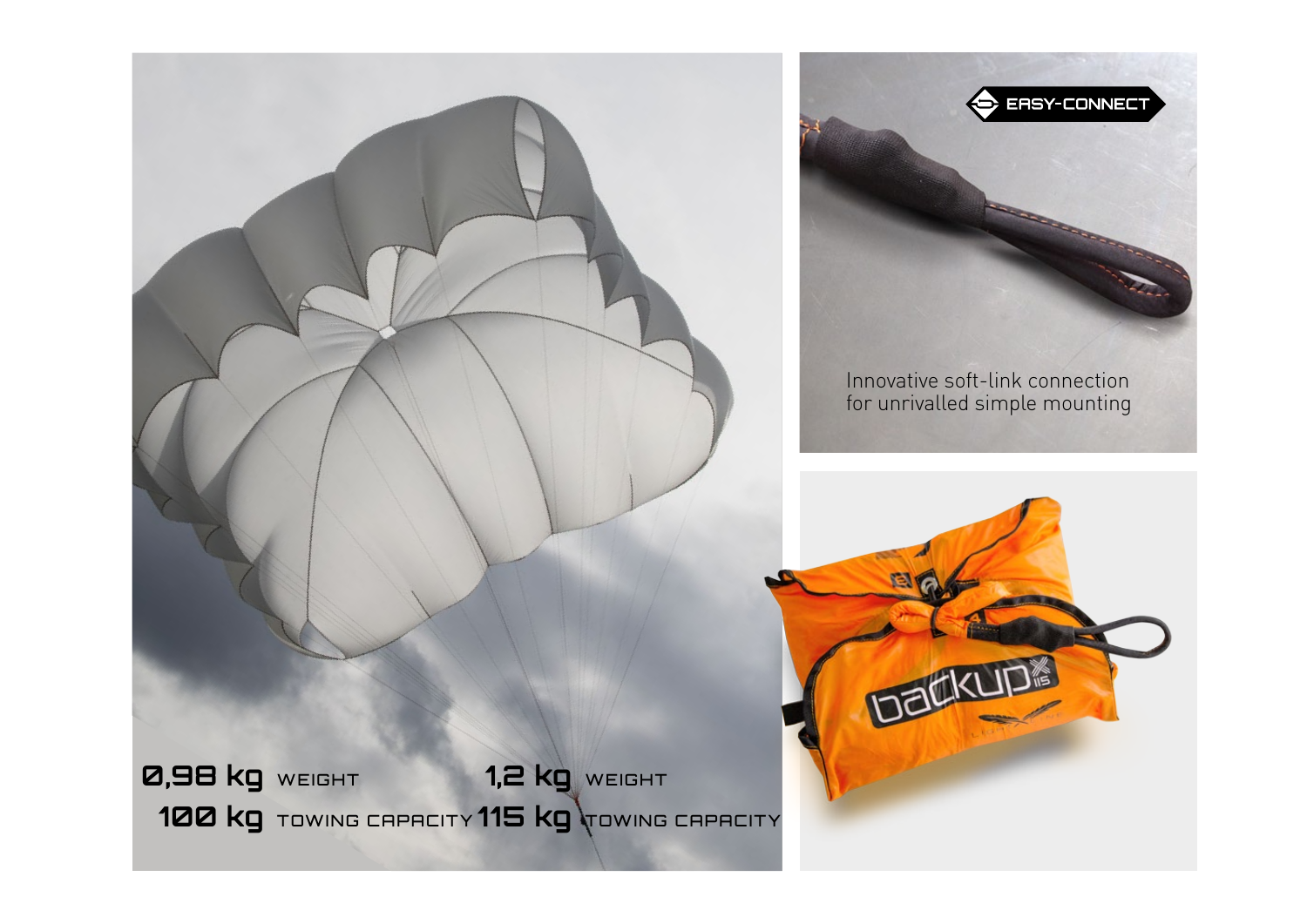**0,98 kg** WEIGHT
**100 kg** TOWING CAPACITY

**1,2 kg** WEIGHT
**115 kg** TOWING CAPACITY

EASY-CONNECT

Innovative soft-link connection for unrivalled simple mounting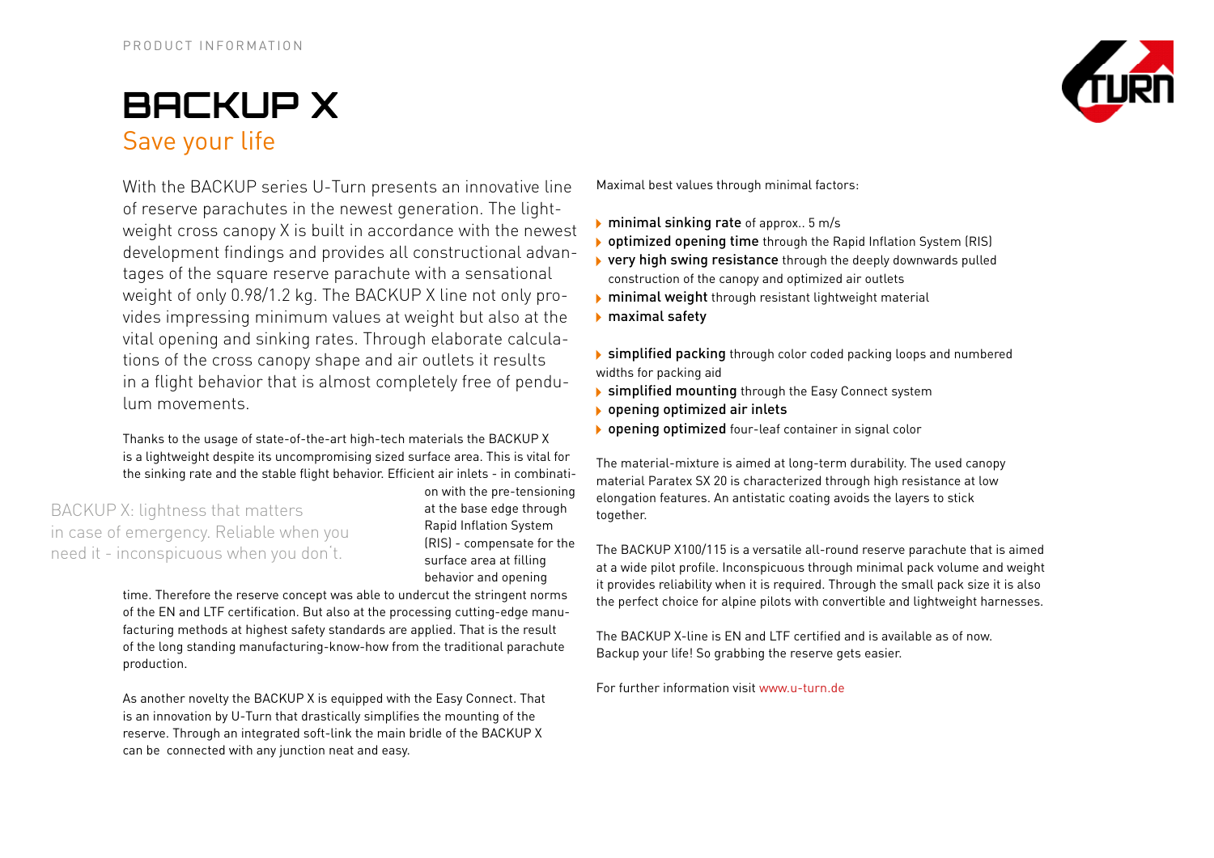PRODUCT INFORMATION

# BACKUP X

## Save your life

With the BACKUP series U-Turn presents an innovative line of reserve parachutes in the newest generation. The lightweight cross canopy X is built in accordance with the newest development findings and provides all constructional advantages of the square reserve parachute with a sensational weight of only 0.98/1.2 kg. The BACKUP X line not only provides impressing minimum values at weight but also at the vital opening and sinking rates. Through elaborate calculations of the cross canopy shape and air outlets it results in a flight behavior that is almost completely free of pendulum movements.

Thanks to the usage of state-of-the-art high-tech materials the BACKUP X is a lightweight despite its uncompromising sized surface area. This is vital for the sinking rate and the stable flight behavior. Efficient air inlets - in combination with the pre-tensioning at the base edge through Rapid Inflation System (RIS) - compensate for the surface area at filling behavior and opening time. Therefore the reserve concept was able to undercut the stringent norms of the EN and LTF certification. But also at the processing cutting-edge manufacturing methods at highest safety standards are applied. That is the result of the long standing manufacturing-know-how from the traditional parachute production.

BACKUP X: lightness that matters in case of emergency. Reliable when you need it - inconspicuous when you don't.

As another novelty the BACKUP X is equipped with the Easy Connect. That is an innovation by U-Turn that drastically simplifies the mounting of the reserve. Through an integrated soft-link the main bridle of the BACKUP X can be connected with any junction neat and easy.

Maximal best values through minimal factors:

- **minimal sinking rate** of approx.. 5 m/s
- **optimized opening time** through the Rapid Inflation System (RIS)
- **very high swing resistance** through the deeply downwards pulled construction of the canopy and optimized air outlets
- **minimal weight** through resistant lightweight material
- **maximal safety**

- **simplified packing** through color coded packing loops and numbered widths for packing aid
- **simplified mounting** through the Easy Connect system
- **opening optimized air inlets**
- **opening optimized** four-leaf container in signal color

The material-mixture is aimed at long-term durability. The used canopy material Paratex SX 20 is characterized through high resistance at low elongation features. An antistatic coating avoids the layers to stick together.

The BACKUP X100/115 is a versatile all-round reserve parachute that is aimed at a wide pilot profile. Inconspicuous through minimal pack volume and weight it provides reliability when it is required. Through the small pack size it is also the perfect choice for alpine pilots with convertible and lightweight harnesses.

The BACKUP X-line is EN and LTF certified and is available as of now. Backup your life! So grabbing the reserve gets easier.

For further information visit www.u-turn.de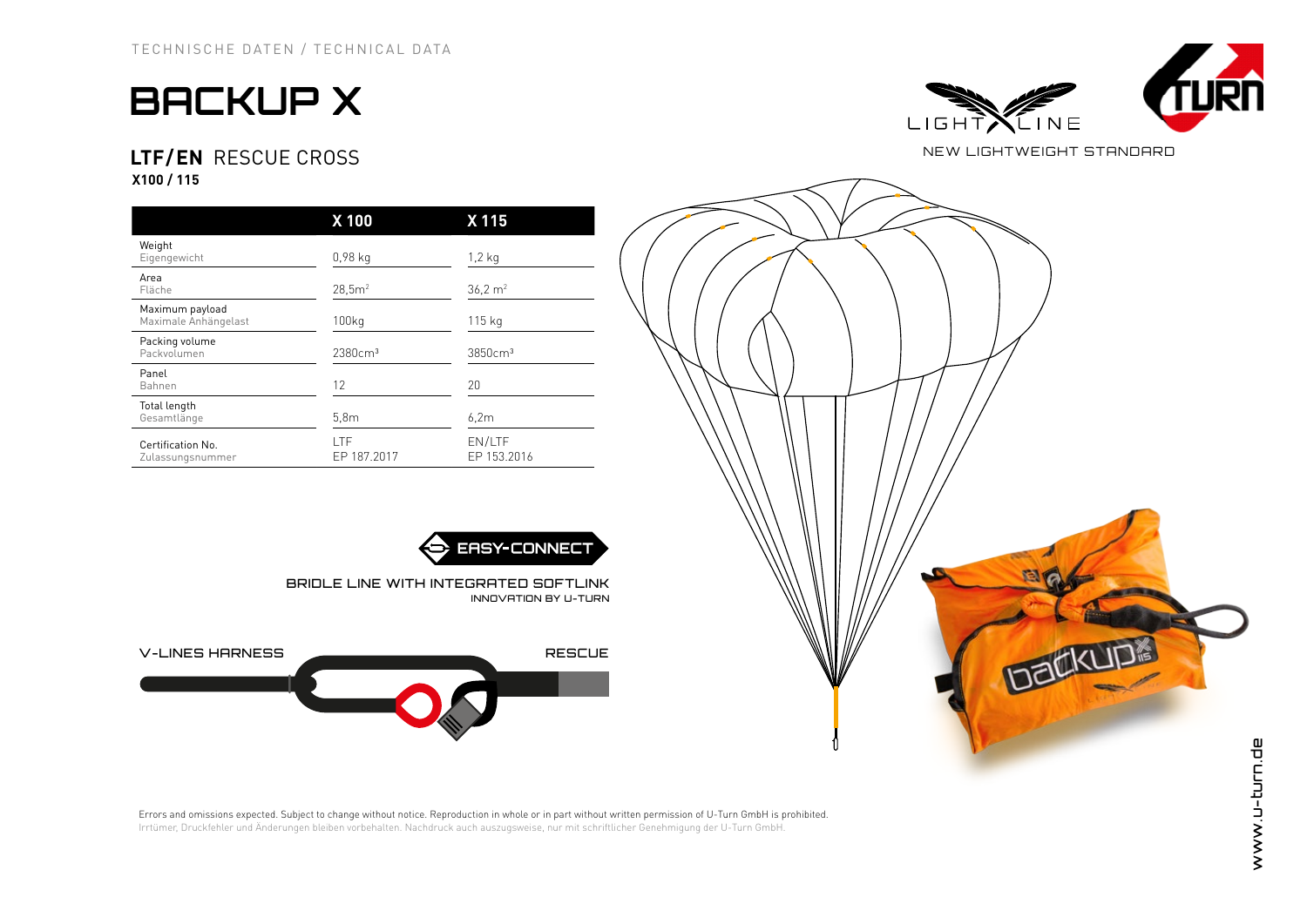TECHNISCHE DATEN / TECHNICAL DATA

# BACKUP X

## **LTF/EN** RESCUE CROSS

**X100 / 115**

| | X 100 | X 115 |
|---|---|---|
| Weight<br>Eigengewicht | 0,98 kg | 1,2 kg |
| Area<br>Fläche | 28,5m² | 36,2 m² |
| Maximum payload<br>Maximale Anhängelast | 100kg | 115 kg |
| Packing volume<br>Packvolumen | 2380cm³ | 3850cm³ |
| Panel<br>Bahnen | 12 | 20 |
| Total length<br>Gesamtlänge | 5,8m | 6,2m |
| Certification No.<br>Zulassungsnummer | LTF<br>EP 187.2017 | EN/LTF<br>EP 153.2016 |

LIGHT LINE

NEW LIGHTWEIGHT STANDARD

EASY-CONNECT

BRIDLE LINE WITH INTEGRATED SOFTLINK

INNOVATION BY U-TURN

V-LINES HARNESS

RESCUE

Errors and omissions expected. Subject to change without notice. Reproduction in whole or in part without written permission of U-Turn GmbH is prohibited.

Irrtümer, Druckfehler und Änderungen bleiben vorbehalten. Nachdruck auch auszugsweise, nur mit schriftlicher Genehmigung der U-Turn GmbH.

www.u-turn.de